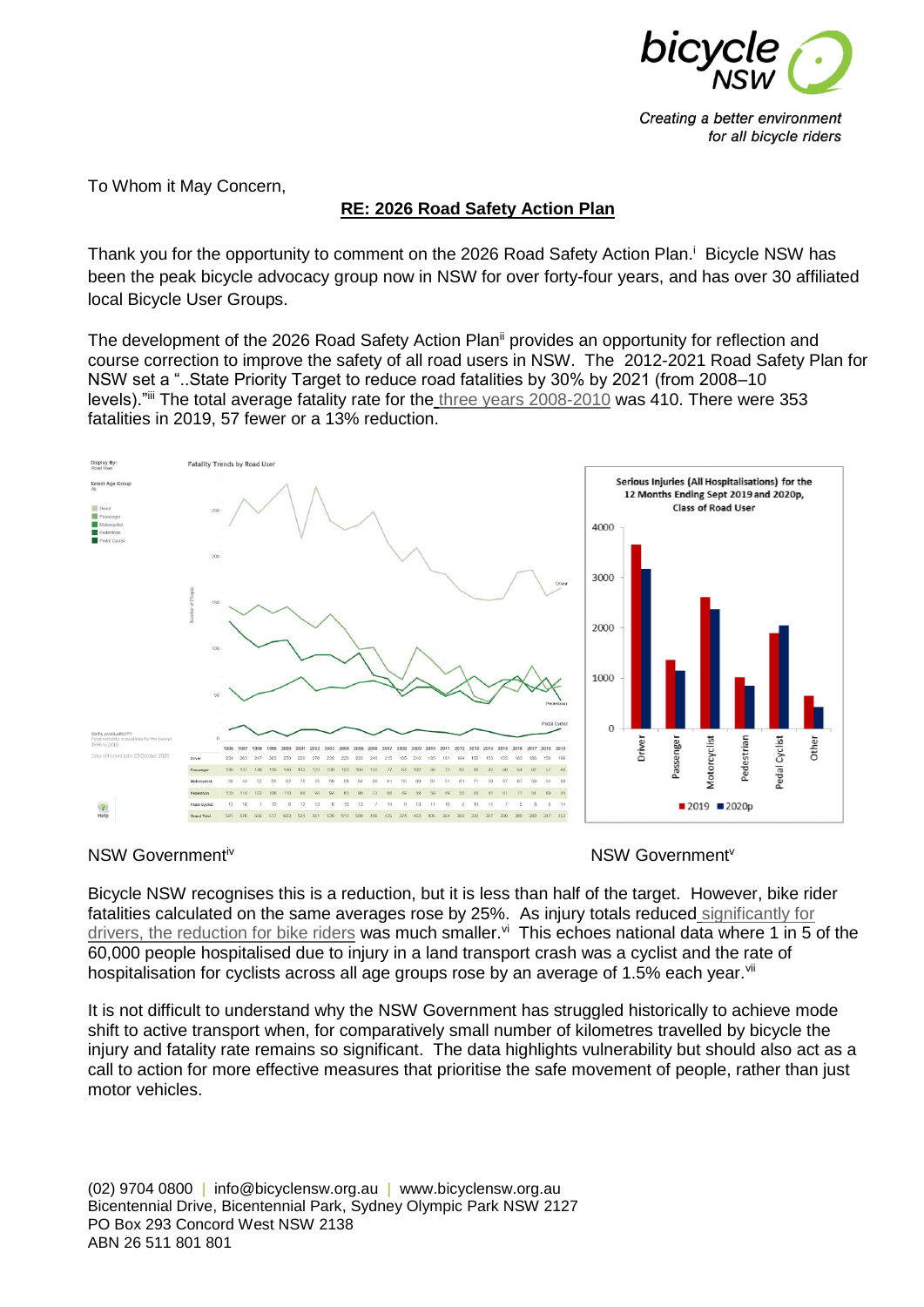To Whom it May Concern,

**RE: 2026 Road Safety Action Plan**

Thank you for the opportunity to comment on the 2026 Road Safety Action Plan.[i] Bicycle NSW has been the peak bicycle advocacy group now in NSW for over forty-four years, and has over 30 affiliated local Bicycle User Groups.

The development of the 2026 Road Safety Action Plan[ii] provides an opportunity for reflection and course correction to improve the safety of all road users in NSW. The 2012-2021 Road Safety Plan for NSW set a "..State Priority Target to reduce road fatalities by 30% by 2021 (from 2008–10 levels)."[iii] The total average fatality rate for the three years 2008-2010 was 410. There were 353 fatalities in 2019, 57 fewer or a 13% reduction.

NSW Government[iv]

NSW Government[v]

Bicycle NSW recognises this is a reduction, but it is less than half of the target. However, bike rider fatalities calculated on the same averages rose by 25%. As injury totals reduced significantly for drivers, the reduction for bike riders was much smaller.[vi] This echoes national data where 1 in 5 of the 60,000 people hospitalised due to injury in a land transport crash was a cyclist and the rate of hospitalisation for cyclists across all age groups rose by an average of 1.5% each year.[vii]

It is not difficult to understand why the NSW Government has struggled historically to achieve mode shift to active transport when, for comparatively small number of kilometres travelled by bicycle the injury and fatality rate remains so significant. The data highlights vulnerability but should also act as a call to action for more effective measures that prioritise the safe movement of people, rather than just motor vehicles.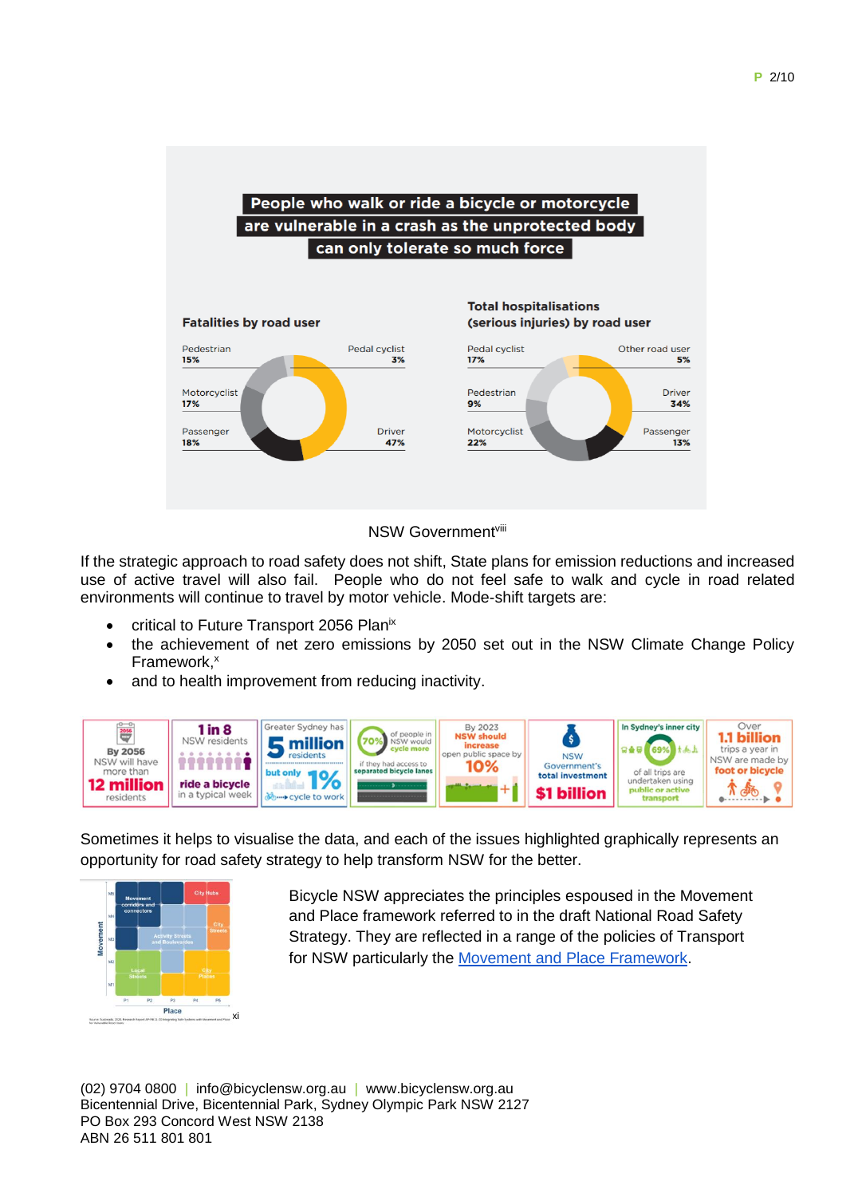**People who walk or ride a bicycle or motorcycle are vulnerable in a crash as the unprotected body can only tolerate so much force**

**Fatalities by road user**

| Road user | % |
|---|---|
| Pedestrian | 15% |
| Pedal cyclist | 3% |
| Motorcyclist | 17% |
| Passenger | 18% |
| Driver | 47% |

**Total hospitalisations (serious injuries) by road user**

| Road user | % |
|---|---|
| Pedal cyclist | 17% |
| Other road user | 5% |
| Pedestrian | 9% |
| Driver | 34% |
| Motorcyclist | 22% |
| Passenger | 13% |

NSW Government[viii]

If the strategic approach to road safety does not shift, State plans for emission reductions and increased use of active travel will also fail. People who do not feel safe to walk and cycle in road related environments will continue to travel by motor vehicle. Mode-shift targets are:

- critical to Future Transport 2056 Plan[ix]
- the achievement of net zero emissions by 2050 set out in the NSW Climate Change Policy Framework,[x]
- and to health improvement from reducing inactivity.

By 2056 NSW will have more than **12 million** residents | **1 in 8** NSW residents **ride a bicycle** in a typical week | Greater Sydney has **5 million** residents but only **1%** cycle to work | **70%** of people in NSW would cycle more if they had access to separated bicycle lanes | By 2023 NSW should increase open public space by **10%** | NSW Government's total investment **$1 billion** | In Sydney's inner city **69%** of all trips are undertaken using public or active transport | Over **1.1 billion** trips a year in NSW are made by foot or bicycle

Sometimes it helps to visualise the data, and each of the issues highlighted graphically represents an opportunity for road safety strategy to help transform NSW for the better.

Bicycle NSW appreciates the principles espoused in the Movement and Place framework referred to in the draft National Road Safety Strategy. They are reflected in a range of the policies of Transport for NSW particularly the Movement and Place Framework.

[xi]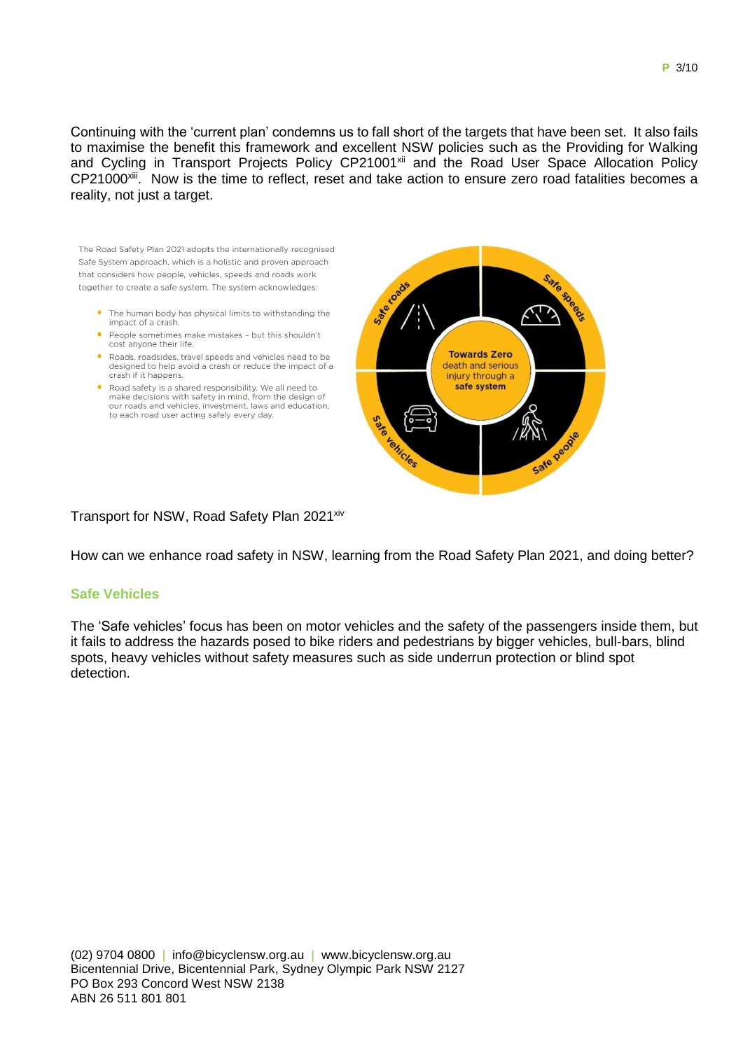Continuing with the 'current plan' condemns us to fall short of the targets that have been set. It also fails to maximise the benefit this framework and excellent NSW policies such as the Providing for Walking and Cycling in Transport Projects Policy CP21001[xii] and the Road User Space Allocation Policy CP21000[xiii]. Now is the time to reflect, reset and take action to ensure zero road fatalities becomes a reality, not just a target.

The Road Safety Plan 2021 adopts the internationally recognised Safe System approach, which is a holistic and proven approach that considers how people, vehicles, speeds and roads work together to create a safe system. The system acknowledges:

- The human body has physical limits to withstanding the impact of a crash.
- People sometimes make mistakes – but this shouldn't cost anyone their life.
- Roads, roadsides, travel speeds and vehicles need to be designed to help avoid a crash or reduce the impact of a crash if it happens.
- Road safety is a shared responsibility. We all need to make decisions with safety in mind, from the design of our roads and vehicles, investment, laws and education, to each road user acting safely every day.

Safe roads | Safe speeds | Safe vehicles | Safe people

Towards Zero death and serious injury through a safe system

Transport for NSW, Road Safety Plan 2021[xiv]

How can we enhance road safety in NSW, learning from the Road Safety Plan 2021, and doing better?

### Safe Vehicles

The 'Safe vehicles' focus has been on motor vehicles and the safety of the passengers inside them, but it fails to address the hazards posed to bike riders and pedestrians by bigger vehicles, bull-bars, blind spots, heavy vehicles without safety measures such as side underrun protection or blind spot detection.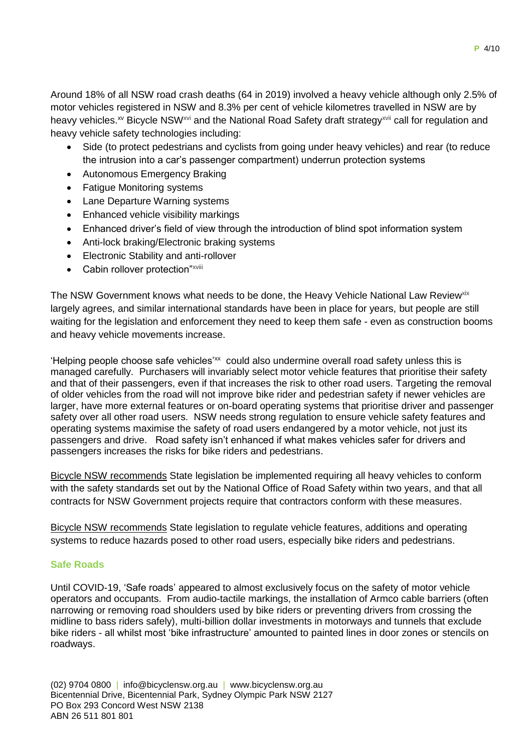Around 18% of all NSW road crash deaths (64 in 2019) involved a heavy vehicle although only 2.5% of motor vehicles registered in NSW and 8.3% per cent of vehicle kilometres travelled in NSW are by heavy vehicles.[xv] Bicycle NSW[xvi] and the National Road Safety draft strategy[xvii] call for regulation and heavy vehicle safety technologies including:

- Side (to protect pedestrians and cyclists from going under heavy vehicles) and rear (to reduce the intrusion into a car's passenger compartment) underrun protection systems
- Autonomous Emergency Braking
- Fatigue Monitoring systems
- Lane Departure Warning systems
- Enhanced vehicle visibility markings
- Enhanced driver's field of view through the introduction of blind spot information system
- Anti-lock braking/Electronic braking systems
- Electronic Stability and anti-rollover
- Cabin rollover protection"[xviii]

The NSW Government knows what needs to be done, the Heavy Vehicle National Law Review[xix] largely agrees, and similar international standards have been in place for years, but people are still waiting for the legislation and enforcement they need to keep them safe - even as construction booms and heavy vehicle movements increase.

'Helping people choose safe vehicles'[xx] could also undermine overall road safety unless this is managed carefully. Purchasers will invariably select motor vehicle features that prioritise their safety and that of their passengers, even if that increases the risk to other road users. Targeting the removal of older vehicles from the road will not improve bike rider and pedestrian safety if newer vehicles are larger, have more external features or on-board operating systems that prioritise driver and passenger safety over all other road users. NSW needs strong regulation to ensure vehicle safety features and operating systems maximise the safety of road users endangered by a motor vehicle, not just its passengers and drive. Road safety isn't enhanced if what makes vehicles safer for drivers and passengers increases the risks for bike riders and pedestrians.

Bicycle NSW recommends State legislation be implemented requiring all heavy vehicles to conform with the safety standards set out by the National Office of Road Safety within two years, and that all contracts for NSW Government projects require that contractors conform with these measures.

Bicycle NSW recommends State legislation to regulate vehicle features, additions and operating systems to reduce hazards posed to other road users, especially bike riders and pedestrians.

## Safe Roads

Until COVID-19, 'Safe roads' appeared to almost exclusively focus on the safety of motor vehicle operators and occupants. From audio-tactile markings, the installation of Armco cable barriers (often narrowing or removing road shoulders used by bike riders or preventing drivers from crossing the midline to bass riders safely), multi-billion dollar investments in motorways and tunnels that exclude bike riders - all whilst most 'bike infrastructure' amounted to painted lines in door zones or stencils on roadways.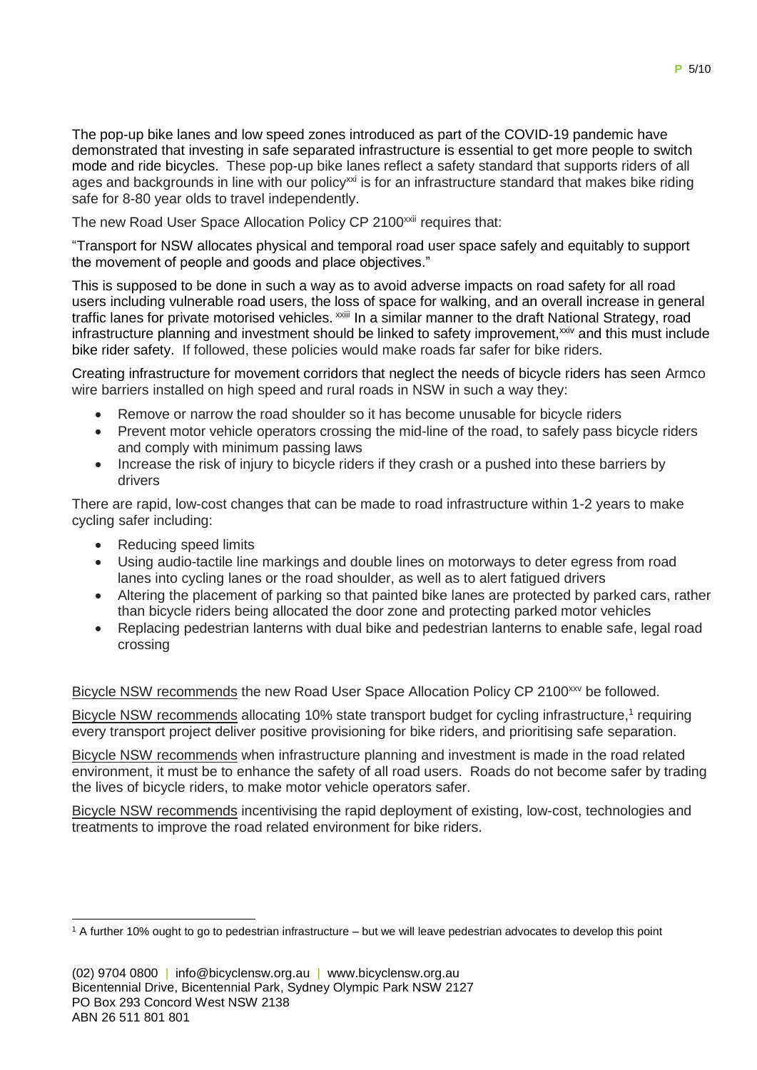The pop-up bike lanes and low speed zones introduced as part of the COVID-19 pandemic have demonstrated that investing in safe separated infrastructure is essential to get more people to switch mode and ride bicycles. These pop-up bike lanes reflect a safety standard that supports riders of all ages and backgrounds in line with our policy[xxi] is for an infrastructure standard that makes bike riding safe for 8-80 year olds to travel independently.

The new Road User Space Allocation Policy CP 2100[xxii] requires that:

"Transport for NSW allocates physical and temporal road user space safely and equitably to support the movement of people and goods and place objectives."

This is supposed to be done in such a way as to avoid adverse impacts on road safety for all road users including vulnerable road users, the loss of space for walking, and an overall increase in general traffic lanes for private motorised vehicles. [xxiii] In a similar manner to the draft National Strategy, road infrastructure planning and investment should be linked to safety improvement,[xxiv] and this must include bike rider safety. If followed, these policies would make roads far safer for bike riders.

Creating infrastructure for movement corridors that neglect the needs of bicycle riders has seen Armco wire barriers installed on high speed and rural roads in NSW in such a way they:

- Remove or narrow the road shoulder so it has become unusable for bicycle riders
- Prevent motor vehicle operators crossing the mid-line of the road, to safely pass bicycle riders and comply with minimum passing laws
- Increase the risk of injury to bicycle riders if they crash or a pushed into these barriers by drivers

There are rapid, low-cost changes that can be made to road infrastructure within 1-2 years to make cycling safer including:

- Reducing speed limits
- Using audio-tactile line markings and double lines on motorways to deter egress from road lanes into cycling lanes or the road shoulder, as well as to alert fatigued drivers
- Altering the placement of parking so that painted bike lanes are protected by parked cars, rather than bicycle riders being allocated the door zone and protecting parked motor vehicles
- Replacing pedestrian lanterns with dual bike and pedestrian lanterns to enable safe, legal road crossing

<u>Bicycle NSW recommends</u> the new Road User Space Allocation Policy CP 2100[xxv] be followed.

<u>Bicycle NSW recommends</u> allocating 10% state transport budget for cycling infrastructure,[1] requiring every transport project deliver positive provisioning for bike riders, and prioritising safe separation.

<u>Bicycle NSW recommends</u> when infrastructure planning and investment is made in the road related environment, it must be to enhance the safety of all road users. Roads do not become safer by trading the lives of bicycle riders, to make motor vehicle operators safer.

<u>Bicycle NSW recommends</u> incentivising the rapid deployment of existing, low-cost, technologies and treatments to improve the road related environment for bike riders.

[1] A further 10% ought to go to pedestrian infrastructure – but we will leave pedestrian advocates to develop this point

(02) 9704 0800 | info@bicyclensw.org.au | www.bicyclensw.org.au
Bicentennial Drive, Bicentennial Park, Sydney Olympic Park NSW 2127
PO Box 293 Concord West NSW 2138
ABN 26 511 801 801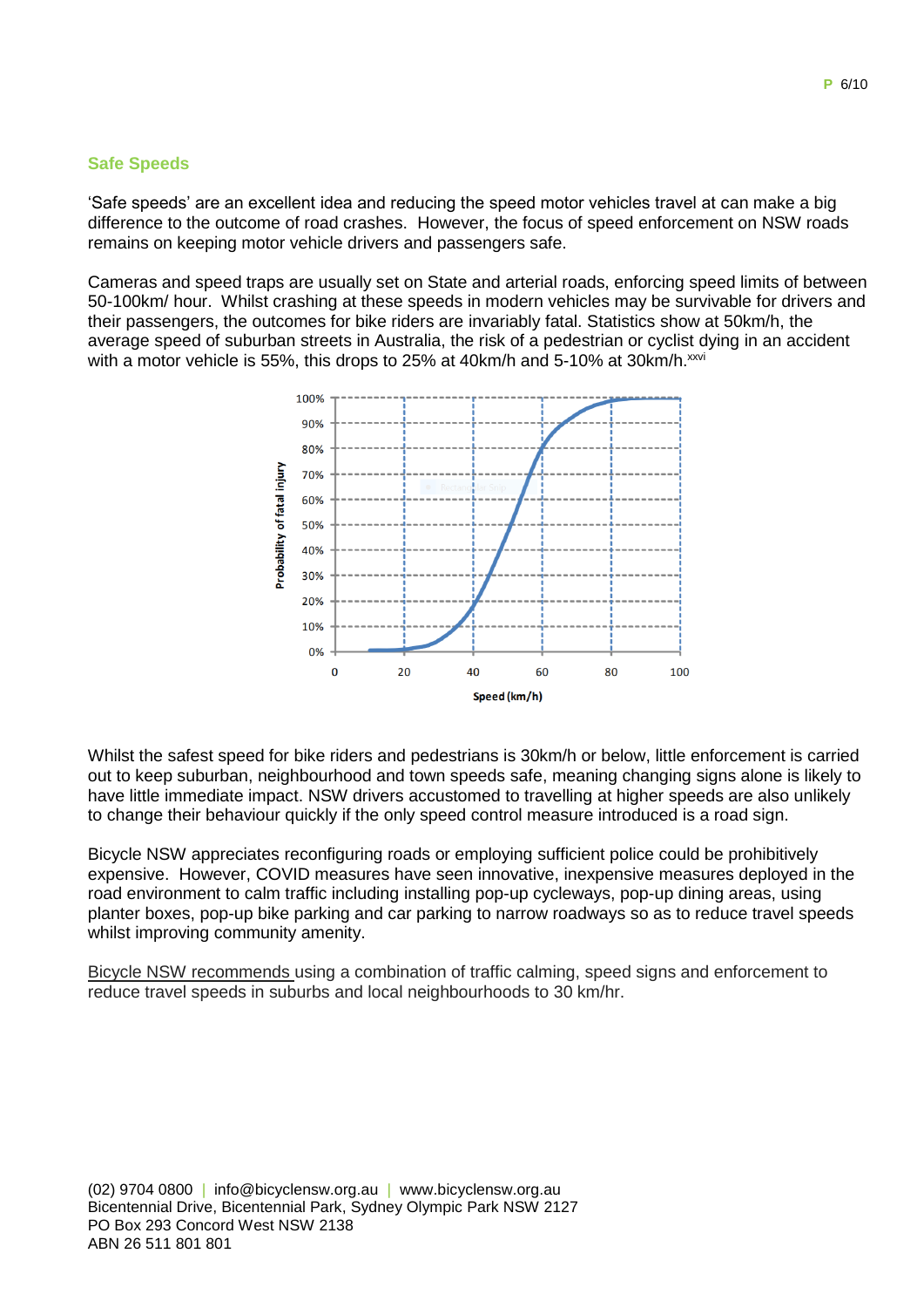## Safe Speeds

'Safe speeds' are an excellent idea and reducing the speed motor vehicles travel at can make a big difference to the outcome of road crashes. However, the focus of speed enforcement on NSW roads remains on keeping motor vehicle drivers and passengers safe.

Cameras and speed traps are usually set on State and arterial roads, enforcing speed limits of between 50-100km/ hour. Whilst crashing at these speeds in modern vehicles may be survivable for drivers and their passengers, the outcomes for bike riders are invariably fatal. Statistics show at 50km/h, the average speed of suburban streets in Australia, the risk of a pedestrian or cyclist dying in an accident with a motor vehicle is 55%, this drops to 25% at 40km/h and 5-10% at 30km/h.[xxvi]

Whilst the safest speed for bike riders and pedestrians is 30km/h or below, little enforcement is carried out to keep suburban, neighbourhood and town speeds safe, meaning changing signs alone is likely to have little immediate impact. NSW drivers accustomed to travelling at higher speeds are also unlikely to change their behaviour quickly if the only speed control measure introduced is a road sign.

Bicycle NSW appreciates reconfiguring roads or employing sufficient police could be prohibitively expensive. However, COVID measures have seen innovative, inexpensive measures deployed in the road environment to calm traffic including installing pop-up cycleways, pop-up dining areas, using planter boxes, pop-up bike parking and car parking to narrow roadways so as to reduce travel speeds whilst improving community amenity.

Bicycle NSW recommends using a combination of traffic calming, speed signs and enforcement to reduce travel speeds in suburbs and local neighbourhoods to 30 km/hr.

(02) 9704 0800 | info@bicyclensw.org.au | www.bicyclensw.org.au
Bicentennial Drive, Bicentennial Park, Sydney Olympic Park NSW 2127
PO Box 293 Concord West NSW 2138
ABN 26 511 801 801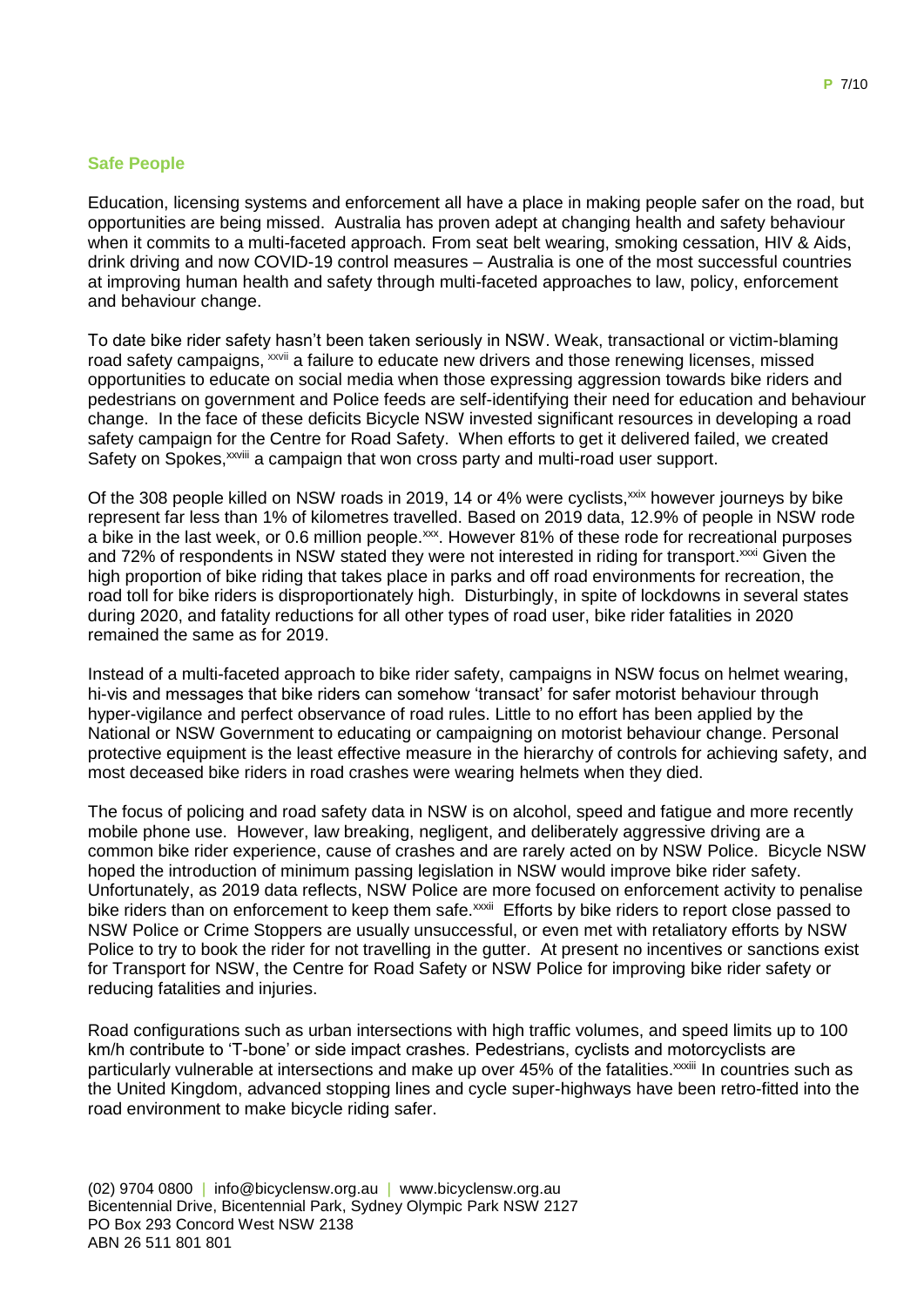## Safe People

Education, licensing systems and enforcement all have a place in making people safer on the road, but opportunities are being missed. Australia has proven adept at changing health and safety behaviour when it commits to a multi-faceted approach. From seat belt wearing, smoking cessation, HIV & Aids, drink driving and now COVID-19 control measures – Australia is one of the most successful countries at improving human health and safety through multi-faceted approaches to law, policy, enforcement and behaviour change.

To date bike rider safety hasn't been taken seriously in NSW. Weak, transactional or victim-blaming road safety campaigns, [xxvii] a failure to educate new drivers and those renewing licenses, missed opportunities to educate on social media when those expressing aggression towards bike riders and pedestrians on government and Police feeds are self-identifying their need for education and behaviour change. In the face of these deficits Bicycle NSW invested significant resources in developing a road safety campaign for the Centre for Road Safety. When efforts to get it delivered failed, we created Safety on Spokes,[xxviii] a campaign that won cross party and multi-road user support.

Of the 308 people killed on NSW roads in 2019, 14 or 4% were cyclists,[xxix] however journeys by bike represent far less than 1% of kilometres travelled. Based on 2019 data, 12.9% of people in NSW rode a bike in the last week, or 0.6 million people.[xxx]. However 81% of these rode for recreational purposes and 72% of respondents in NSW stated they were not interested in riding for transport.[xxxi] Given the high proportion of bike riding that takes place in parks and off road environments for recreation, the road toll for bike riders is disproportionately high. Disturbingly, in spite of lockdowns in several states during 2020, and fatality reductions for all other types of road user, bike rider fatalities in 2020 remained the same as for 2019.

Instead of a multi-faceted approach to bike rider safety, campaigns in NSW focus on helmet wearing, hi-vis and messages that bike riders can somehow 'transact' for safer motorist behaviour through hyper-vigilance and perfect observance of road rules. Little to no effort has been applied by the National or NSW Government to educating or campaigning on motorist behaviour change. Personal protective equipment is the least effective measure in the hierarchy of controls for achieving safety, and most deceased bike riders in road crashes were wearing helmets when they died.

The focus of policing and road safety data in NSW is on alcohol, speed and fatigue and more recently mobile phone use. However, law breaking, negligent, and deliberately aggressive driving are a common bike rider experience, cause of crashes and are rarely acted on by NSW Police. Bicycle NSW hoped the introduction of minimum passing legislation in NSW would improve bike rider safety. Unfortunately, as 2019 data reflects, NSW Police are more focused on enforcement activity to penalise bike riders than on enforcement to keep them safe.[xxxii] Efforts by bike riders to report close passed to NSW Police or Crime Stoppers are usually unsuccessful, or even met with retaliatory efforts by NSW Police to try to book the rider for not travelling in the gutter. At present no incentives or sanctions exist for Transport for NSW, the Centre for Road Safety or NSW Police for improving bike rider safety or reducing fatalities and injuries.

Road configurations such as urban intersections with high traffic volumes, and speed limits up to 100 km/h contribute to 'T-bone' or side impact crashes. Pedestrians, cyclists and motorcyclists are particularly vulnerable at intersections and make up over 45% of the fatalities.[xxxiii] In countries such as the United Kingdom, advanced stopping lines and cycle super-highways have been retro-fitted into the road environment to make bicycle riding safer.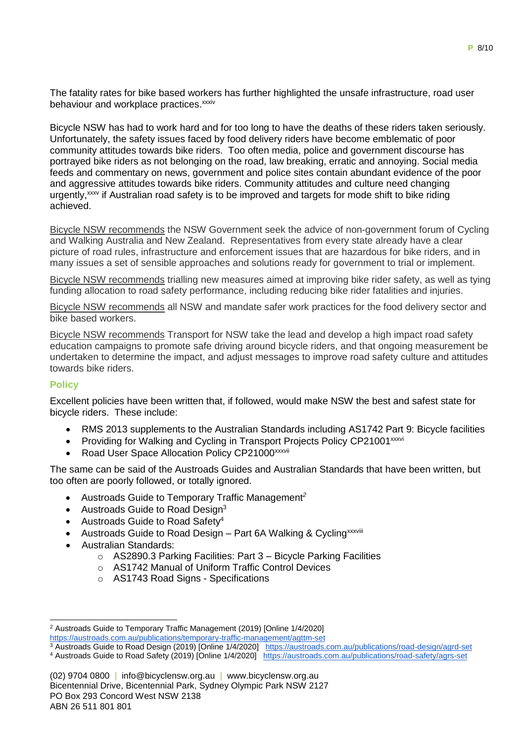The fatality rates for bike based workers has further highlighted the unsafe infrastructure, road user behaviour and workplace practices.[xxxiv]

Bicycle NSW has had to work hard and for too long to have the deaths of these riders taken seriously. Unfortunately, the safety issues faced by food delivery riders have become emblematic of poor community attitudes towards bike riders. Too often media, police and government discourse has portrayed bike riders as not belonging on the road, law breaking, erratic and annoying. Social media feeds and commentary on news, government and police sites contain abundant evidence of the poor and aggressive attitudes towards bike riders. Community attitudes and culture need changing urgently,[xxxv] if Australian road safety is to be improved and targets for mode shift to bike riding achieved.

Bicycle NSW recommends the NSW Government seek the advice of non-government forum of Cycling and Walking Australia and New Zealand. Representatives from every state already have a clear picture of road rules, infrastructure and enforcement issues that are hazardous for bike riders, and in many issues a set of sensible approaches and solutions ready for government to trial or implement.

Bicycle NSW recommends trialling new measures aimed at improving bike rider safety, as well as tying funding allocation to road safety performance, including reducing bike rider fatalities and injuries.

Bicycle NSW recommends all NSW and mandate safer work practices for the food delivery sector and bike based workers.

Bicycle NSW recommends Transport for NSW take the lead and develop a high impact road safety education campaigns to promote safe driving around bicycle riders, and that ongoing measurement be undertaken to determine the impact, and adjust messages to improve road safety culture and attitudes towards bike riders.

## Policy

Excellent policies have been written that, if followed, would make NSW the best and safest state for bicycle riders. These include:

- RMS 2013 supplements to the Australian Standards including AS1742 Part 9: Bicycle facilities
- Providing for Walking and Cycling in Transport Projects Policy CP21001[xxxvi]
- Road User Space Allocation Policy CP21000[xxxvii]

The same can be said of the Austroads Guides and Australian Standards that have been written, but too often are poorly followed, or totally ignored.

- Austroads Guide to Temporary Traffic Management[2]
- Austroads Guide to Road Design[3]
- Austroads Guide to Road Safety[4]
- Austroads Guide to Road Design – Part 6A Walking & Cycling[xxxviii]
- Australian Standards:
  - AS2890.3 Parking Facilities: Part 3 – Bicycle Parking Facilities
  - AS1742 Manual of Uniform Traffic Control Devices
  - AS1743 Road Signs - Specifications

---

[2] Austroads Guide to Temporary Traffic Management (2019) [Online 1/4/2020] https://austroads.com.au/publications/temporary-traffic-management/agttm-set

[3] Austroads Guide to Road Design (2019) [Online 1/4/2020] https://austroads.com.au/publications/road-design/agrd-set

[4] Austroads Guide to Road Safety (2019) [Online 1/4/2020] https://austroads.com.au/publications/road-safety/agrs-set

(02) 9704 0800 | info@bicyclensw.org.au | www.bicyclensw.org.au
Bicentennial Drive, Bicentennial Park, Sydney Olympic Park NSW 2127
PO Box 293 Concord West NSW 2138
ABN 26 511 801 801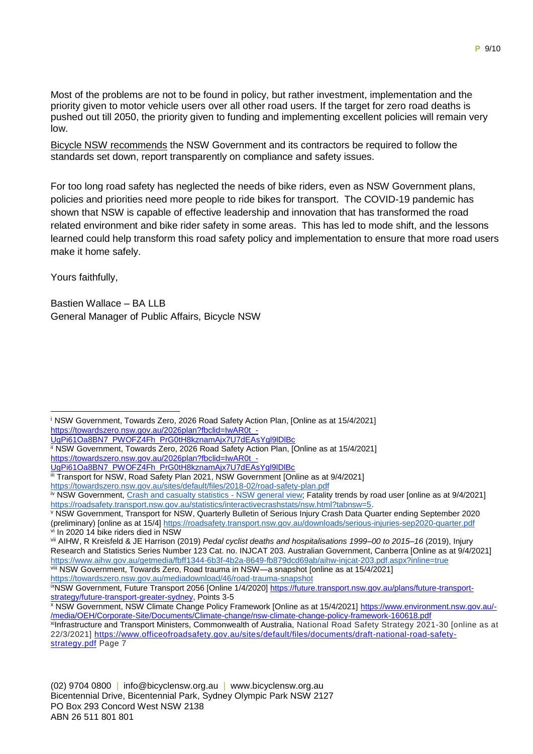Most of the problems are not to be found in policy, but rather investment, implementation and the priority given to motor vehicle users over all other road users. If the target for zero road deaths is pushed out till 2050, the priority given to funding and implementing excellent policies will remain very low.

Bicycle NSW recommends the NSW Government and its contractors be required to follow the standards set down, report transparently on compliance and safety issues.

For too long road safety has neglected the needs of bike riders, even as NSW Government plans, policies and priorities need more people to ride bikes for transport. The COVID-19 pandemic has shown that NSW is capable of effective leadership and innovation that has transformed the road related environment and bike rider safety in some areas. This has led to mode shift, and the lessons learned could help transform this road safety policy and implementation to ensure that more road users make it home safely.

Yours faithfully,

Bastien Wallace – BA LLB
General Manager of Public Affairs, Bicycle NSW

---

[i] NSW Government, Towards Zero, 2026 Road Safety Action Plan, [Online as at 15/4/2021] https://towardszero.nsw.gov.au/2026plan?fbclid=IwAR0t_-UgPi61Oa8BN7_PWOFZ4Fh_PrG0tH8kznamAjx7U7dEAsYgl9lDlBc

[ii] NSW Government, Towards Zero, 2026 Road Safety Action Plan, [Online as at 15/4/2021] https://towardszero.nsw.gov.au/2026plan?fbclid=IwAR0t_-UgPi61Oa8BN7_PWOFZ4Fh_PrG0tH8kznamAjx7U7dEAsYgl9lDlBc

[iii] Transport for NSW, Road Safety Plan 2021, NSW Government [Online as at 9/4/2021] https://towardszero.nsw.gov.au/sites/default/files/2018-02/road-safety-plan.pdf

[iv] NSW Government, Crash and casualty statistics - NSW general view; Fatality trends by road user [online as at 9/4/2021] https://roadsafety.transport.nsw.gov.au/statistics/interactivecrashstats/nsw.html?tabnsw=5.

[v] NSW Government, Transport for NSW, Quarterly Bulletin of Serious Injury Crash Data Quarter ending September 2020 (preliminary) [online as at 15/4] https://roadsafety.transport.nsw.gov.au/downloads/serious-injuries-sep2020-quarter.pdf

[vi] In 2020 14 bike riders died in NSW

[vii] AIHW, R Kreisfeld & JE Harrison (2019) *Pedal cyclist deaths and hospitalisations 1999–00 to 2015–16* (2019), Injury Research and Statistics Series Number 123 Cat. no. INJCAT 203. Australian Government, Canberra [Online as at 9/4/2021] https://www.aihw.gov.au/getmedia/fbff1344-6b3f-4b2a-8649-fb879dcd69ab/aihw-injcat-203.pdf.aspx?inline=true

[viii] NSW Government, Towards Zero, Road trauma in NSW—a snapshot [online as at 15/4/2021] https://towardszero.nsw.gov.au/mediadownload/46/road-trauma-snapshot

[ix] NSW Government, Future Transport 2056 [Online 1/4/2020] https://future.transport.nsw.gov.au/plans/future-transport-strategy/future-transport-greater-sydney, Points 3-5

[x] NSW Government, NSW Climate Change Policy Framework [Online as at 15/4/2021] https://www.environment.nsw.gov.au/-/media/OEH/Corporate-Site/Documents/Climate-change/nsw-climate-change-policy-framework-160618.pdf

[xi] Infrastructure and Transport Ministers, Commonwealth of Australia, National Road Safety Strategy 2021-30 [online as at 22/3/2021] https://www.officeofroadsafety.gov.au/sites/default/files/documents/draft-national-road-safety-strategy.pdf Page 7

(02) 9704 0800 | info@bicyclensw.org.au | www.bicyclensw.org.au
Bicentennial Drive, Bicentennial Park, Sydney Olympic Park NSW 2127
PO Box 293 Concord West NSW 2138
ABN 26 511 801 801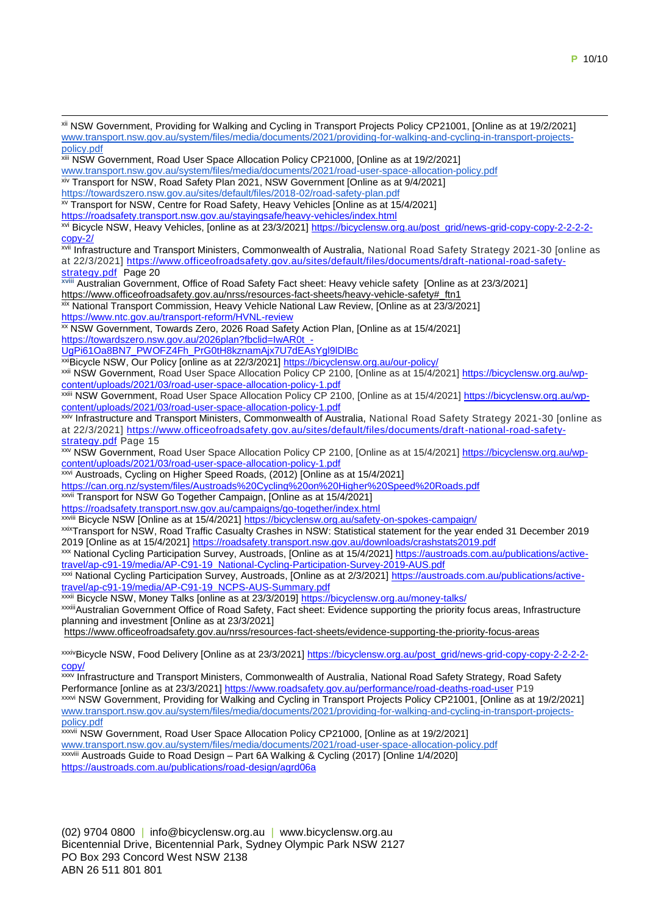[xii] NSW Government, Providing for Walking and Cycling in Transport Projects Policy CP21001, [Online as at 19/2/2021] www.transport.nsw.gov.au/system/files/media/documents/2021/providing-for-walking-and-cycling-in-transport-projects-policy.pdf

[xiii] NSW Government, Road User Space Allocation Policy CP21000, [Online as at 19/2/2021] www.transport.nsw.gov.au/system/files/media/documents/2021/road-user-space-allocation-policy.pdf

[xiv] Transport for NSW, Road Safety Plan 2021, NSW Government [Online as at 9/4/2021] https://towardszero.nsw.gov.au/sites/default/files/2018-02/road-safety-plan.pdf

[xv] Transport for NSW, Centre for Road Safety, Heavy Vehicles [Online as at 15/4/2021] https://roadsafety.transport.nsw.gov.au/stayingsafe/heavy-vehicles/index.html

[xvi] Bicycle NSW, Heavy Vehicles, [online as at 23/3/2021] https://bicyclensw.org.au/post_grid/news-grid-copy-copy-2-2-2-2-copy-2/

[xvii] Infrastructure and Transport Ministers, Commonwealth of Australia, National Road Safety Strategy 2021-30 [online as at 22/3/2021] https://www.officeofroadsafety.gov.au/sites/default/files/documents/draft-national-road-safety-strategy.pdf Page 20

[xviii] Australian Government, Office of Road Safety Fact sheet: Heavy vehicle safety [Online as at 23/3/2021] https://www.officeofroadsafety.gov.au/nrss/resources-fact-sheets/heavy-vehicle-safety#_ftn1

[xix] National Transport Commission, Heavy Vehicle National Law Review, [Online as at 23/3/2021] https://www.ntc.gov.au/transport-reform/HVNL-review

[xx] NSW Government, Towards Zero, 2026 Road Safety Action Plan, [Online as at 15/4/2021] https://towardszero.nsw.gov.au/2026plan?fbclid=IwAR0t_-UgPi61Oa8BN7_PWOFZ4Fh_PrG0tH8kznamAjx7U7dEAsYgl9lDlBc

[xxi] Bicycle NSW, Our Policy [online as at 22/3/2021] https://bicyclensw.org.au/our-policy/

[xxii] NSW Government, Road User Space Allocation Policy CP 2100, [Online as at 15/4/2021] https://bicyclensw.org.au/wp-content/uploads/2021/03/road-user-space-allocation-policy-1.pdf

[xxiii] NSW Government, Road User Space Allocation Policy CP 2100, [Online as at 15/4/2021] https://bicyclensw.org.au/wp-content/uploads/2021/03/road-user-space-allocation-policy-1.pdf

[xxiv] Infrastructure and Transport Ministers, Commonwealth of Australia, National Road Safety Strategy 2021-30 [online as at 22/3/2021] https://www.officeofroadsafety.gov.au/sites/default/files/documents/draft-national-road-safety-strategy.pdf Page 15

[xxv] NSW Government, Road User Space Allocation Policy CP 2100, [Online as at 15/4/2021] https://bicyclensw.org.au/wp-content/uploads/2021/03/road-user-space-allocation-policy-1.pdf

[xxvi] Austroads, Cycling on Higher Speed Roads, (2012) [Online as at 15/4/2021] https://can.org.nz/system/files/Austroads%20Cycling%20on%20Higher%20Speed%20Roads.pdf

[xxvii] Transport for NSW Go Together Campaign, [Online as at 15/4/2021] https://roadsafety.transport.nsw.gov.au/campaigns/go-together/index.html

[xxviii] Bicycle NSW [Online as at 15/4/2021] https://bicyclensw.org.au/safety-on-spokes-campaign/

[xxix] Transport for NSW, Road Traffic Casualty Crashes in NSW: Statistical statement for the year ended 31 December 2019 2019 [Online as at 15/4/2021] https://roadsafety.transport.nsw.gov.au/downloads/crashstats2019.pdf

[xxx] National Cycling Participation Survey, Austroads, [Online as at 15/4/2021] https://austroads.com.au/publications/active-travel/ap-c91-19/media/AP-C91-19_National-Cycling-Participation-Survey-2019-AUS.pdf

[xxxi] National Cycling Participation Survey, Austroads, [Online as at 2/3/2021] https://austroads.com.au/publications/active-travel/ap-c91-19/media/AP-C91-19_NCPS-AUS-Summary.pdf

[xxxii] Bicycle NSW, Money Talks [online as at 23/3/2019] https://bicyclensw.org.au/money-talks/

[xxxiii] Australian Government Office of Road Safety, Fact sheet: Evidence supporting the priority focus areas, Infrastructure planning and investment [Online as at 23/3/2021] https://www.officeofroadsafety.gov.au/nrss/resources-fact-sheets/evidence-supporting-the-priority-focus-areas

[xxxiv] Bicycle NSW, Food Delivery [Online as at 23/3/2021] https://bicyclensw.org.au/post_grid/news-grid-copy-copy-2-2-2-2-copy/

[xxxv] Infrastructure and Transport Ministers, Commonwealth of Australia, National Road Safety Strategy, Road Safety Performance [online as at 23/3/2021] https://www.roadsafety.gov.au/performance/road-deaths-road-user P19

[xxxvi] NSW Government, Providing for Walking and Cycling in Transport Projects Policy CP21001, [Online as at 19/2/2021] www.transport.nsw.gov.au/system/files/media/documents/2021/providing-for-walking-and-cycling-in-transport-projects-policy.pdf

[xxxvii] NSW Government, Road User Space Allocation Policy CP21000, [Online as at 19/2/2021] www.transport.nsw.gov.au/system/files/media/documents/2021/road-user-space-allocation-policy.pdf

[xxxviii] Austroads Guide to Road Design – Part 6A Walking & Cycling (2017) [Online 1/4/2020] https://austroads.com.au/publications/road-design/agrd06a

(02) 9704 0800 | info@bicyclensw.org.au | www.bicyclensw.org.au
Bicentennial Drive, Bicentennial Park, Sydney Olympic Park NSW 2127
PO Box 293 Concord West NSW 2138
ABN 26 511 801 801